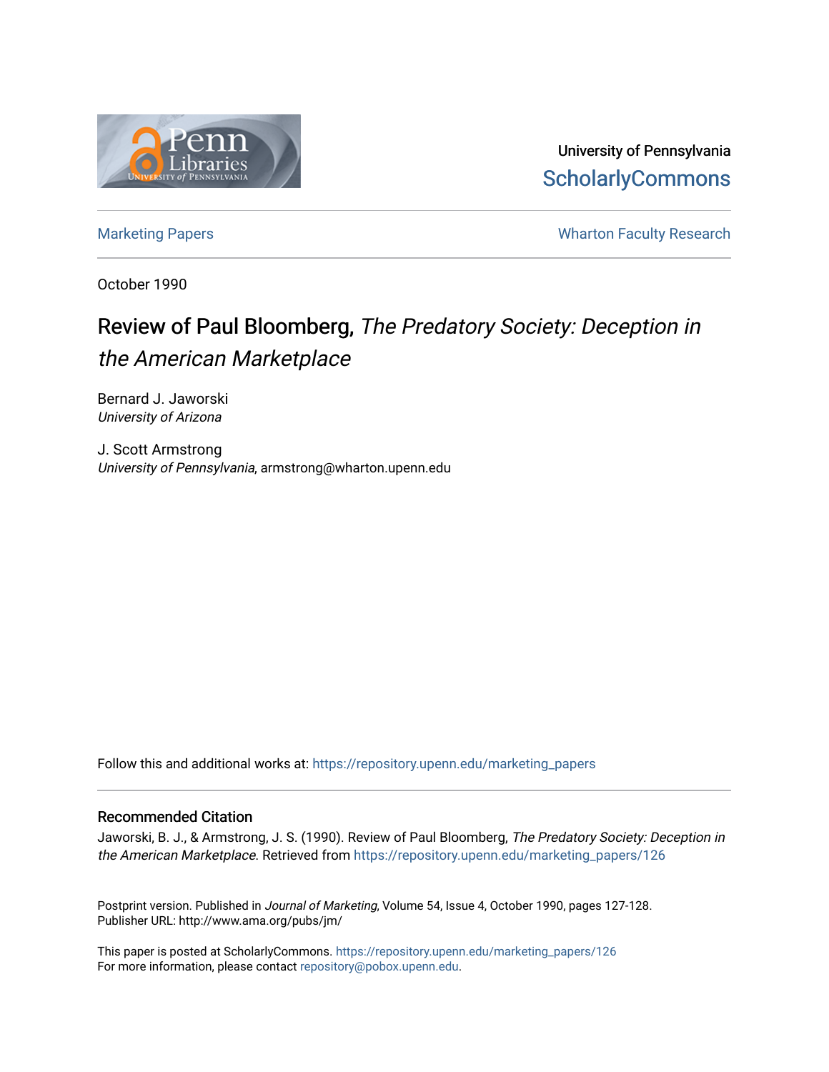University of Pennsylvania
ScholarlyCommons

Marketing Papers

Wharton Faculty Research

October 1990

# Review of Paul Bloomberg, *The Predatory Society: Deception in the American Marketplace*

Bernard J. Jaworski
*University of Arizona*

J. Scott Armstrong
*University of Pennsylvania*, armstrong@wharton.upenn.edu

Follow this and additional works at: https://repository.upenn.edu/marketing_papers

## Recommended Citation

Jaworski, B. J., & Armstrong, J. S. (1990). Review of Paul Bloomberg, *The Predatory Society: Deception in the American Marketplace*. Retrieved from https://repository.upenn.edu/marketing_papers/126

Postprint version. Published in *Journal of Marketing*, Volume 54, Issue 4, October 1990, pages 127-128.
Publisher URL: http://www.ama.org/pubs/jm/

This paper is posted at ScholarlyCommons. https://repository.upenn.edu/marketing_papers/126
For more information, please contact repository@pobox.upenn.edu.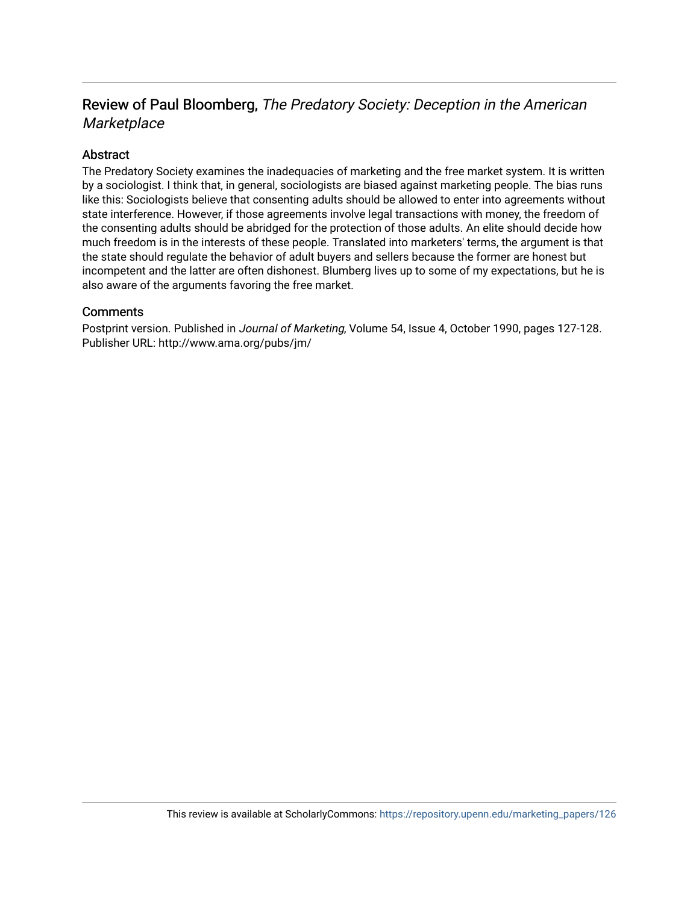## Review of Paul Bloomberg, *The Predatory Society: Deception in the American Marketplace*

### Abstract

The Predatory Society examines the inadequacies of marketing and the free market system. It is written by a sociologist. I think that, in general, sociologists are biased against marketing people. The bias runs like this: Sociologists believe that consenting adults should be allowed to enter into agreements without state interference. However, if those agreements involve legal transactions with money, the freedom of the consenting adults should be abridged for the protection of those adults. An elite should decide how much freedom is in the interests of these people. Translated into marketers' terms, the argument is that the state should regulate the behavior of adult buyers and sellers because the former are honest but incompetent and the latter are often dishonest. Blumberg lives up to some of my expectations, but he is also aware of the arguments favoring the free market.

### Comments

Postprint version. Published in *Journal of Marketing*, Volume 54, Issue 4, October 1990, pages 127-128.
Publisher URL: http://www.ama.org/pubs/jm/

This review is available at ScholarlyCommons: https://repository.upenn.edu/marketing_papers/126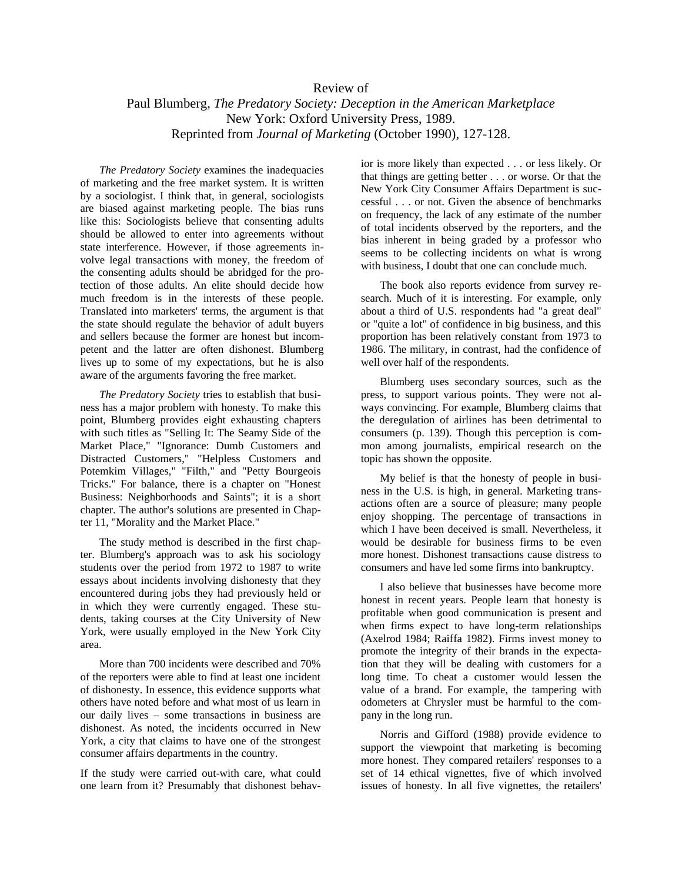Review of
Paul Blumberg, *The Predatory Society: Deception in the American Marketplace*
New York: Oxford University Press, 1989.
Reprinted from *Journal of Marketing* (October 1990), 127-128.

*The Predatory Society* examines the inadequacies of marketing and the free market system. It is written by a sociologist. I think that, in general, sociologists are biased against marketing people. The bias runs like this: Sociologists believe that consenting adults should be allowed to enter into agreements without state interference. However, if those agreements involve legal transactions with money, the freedom of the consenting adults should be abridged for the protection of those adults. An elite should decide how much freedom is in the interests of these people. Translated into marketers' terms, the argument is that the state should regulate the behavior of adult buyers and sellers because the former are honest but incompetent and the latter are often dishonest. Blumberg lives up to some of my expectations, but he is also aware of the arguments favoring the free market.

*The Predatory Society* tries to establish that business has a major problem with honesty. To make this point, Blumberg provides eight exhausting chapters with such titles as "Selling It: The Seamy Side of the Market Place," "Ignorance: Dumb Customers and Distracted Customers," "Helpless Customers and Potemkim Villages," "Filth," and "Petty Bourgeois Tricks." For balance, there is a chapter on "Honest Business: Neighborhoods and Saints"; it is a short chapter. The author's solutions are presented in Chapter 11, "Morality and the Market Place."

The study method is described in the first chapter. Blumberg's approach was to ask his sociology students over the period from 1972 to 1987 to write essays about incidents involving dishonesty that they encountered during jobs they had previously held or in which they were currently engaged. These students, taking courses at the City University of New York, were usually employed in the New York City area.

More than 700 incidents were described and 70% of the reporters were able to find at least one incident of dishonesty. In essence, this evidence supports what others have noted before and what most of us learn in our daily lives – some transactions in business are dishonest. As noted, the incidents occurred in New York, a city that claims to have one of the strongest consumer affairs departments in the country.

If the study were carried out-with care, what could one learn from it? Presumably that dishonest behavior is more likely than expected . . . or less likely. Or that things are getting better . . . or worse. Or that the New York City Consumer Affairs Department is successful . . . or not. Given the absence of benchmarks on frequency, the lack of any estimate of the number of total incidents observed by the reporters, and the bias inherent in being graded by a professor who seems to be collecting incidents on what is wrong with business, I doubt that one can conclude much.

The book also reports evidence from survey research. Much of it is interesting. For example, only about a third of U.S. respondents had "a great deal" or "quite a lot" of confidence in big business, and this proportion has been relatively constant from 1973 to 1986. The military, in contrast, had the confidence of well over half of the respondents.

Blumberg uses secondary sources, such as the press, to support various points. They were not always convincing. For example, Blumberg claims that the deregulation of airlines has been detrimental to consumers (p. 139). Though this perception is common among journalists, empirical research on the topic has shown the opposite.

My belief is that the honesty of people in business in the U.S. is high, in general. Marketing transactions often are a source of pleasure; many people enjoy shopping. The percentage of transactions in which I have been deceived is small. Nevertheless, it would be desirable for business firms to be even more honest. Dishonest transactions cause distress to consumers and have led some firms into bankruptcy.

I also believe that businesses have become more honest in recent years. People learn that honesty is profitable when good communication is present and when firms expect to have long-term relationships (Axelrod 1984; Raiffa 1982). Firms invest money to promote the integrity of their brands in the expectation that they will be dealing with customers for a long time. To cheat a customer would lessen the value of a brand. For example, the tampering with odometers at Chrysler must be harmful to the company in the long run.

Norris and Gifford (1988) provide evidence to support the viewpoint that marketing is becoming more honest. They compared retailers' responses to a set of 14 ethical vignettes, five of which involved issues of honesty. In all five vignettes, the retailers'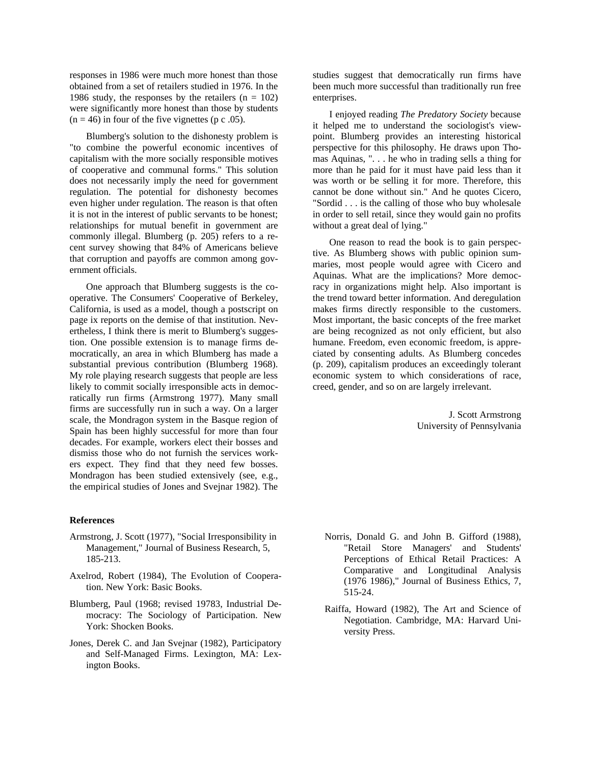responses in 1986 were much more honest than those obtained from a set of retailers studied in 1976. In the 1986 study, the responses by the retailers (n = 102) were significantly more honest than those by students (n = 46) in four of the five vignettes (p c .05).

Blumberg's solution to the dishonesty problem is "to combine the powerful economic incentives of capitalism with the more socially responsible motives of cooperative and communal forms." This solution does not necessarily imply the need for government regulation. The potential for dishonesty becomes even higher under regulation. The reason is that often it is not in the interest of public servants to be honest; relationships for mutual benefit in government are commonly illegal. Blumberg (p. 205) refers to a recent survey showing that 84% of Americans believe that corruption and payoffs are common among government officials.

One approach that Blumberg suggests is the cooperative. The Consumers' Cooperative of Berkeley, California, is used as a model, though a postscript on page ix reports on the demise of that institution. Nevertheless, I think there is merit to Blumberg's suggestion. One possible extension is to manage firms democratically, an area in which Blumberg has made a substantial previous contribution (Blumberg 1968). My role playing research suggests that people are less likely to commit socially irresponsible acts in democratically run firms (Armstrong 1977). Many small firms are successfully run in such a way. On a larger scale, the Mondragon system in the Basque region of Spain has been highly successful for more than four decades. For example, workers elect their bosses and dismiss those who do not furnish the services workers expect. They find that they need few bosses. Mondragon has been studied extensively (see, e.g., the empirical studies of Jones and Svejnar 1982). The studies suggest that democratically run firms have been much more successful than traditionally run free enterprises.

I enjoyed reading *The Predatory Society* because it helped me to understand the sociologist's viewpoint. Blumberg provides an interesting historical perspective for this philosophy. He draws upon Thomas Aquinas, ". . . he who in trading sells a thing for more than he paid for it must have paid less than it was worth or be selling it for more. Therefore, this cannot be done without sin." And he quotes Cicero, "Sordid . . . is the calling of those who buy wholesale in order to sell retail, since they would gain no profits without a great deal of lying."

One reason to read the book is to gain perspective. As Blumberg shows with public opinion summaries, most people would agree with Cicero and Aquinas. What are the implications? More democracy in organizations might help. Also important is the trend toward better information. And deregulation makes firms directly responsible to the customers. Most important, the basic concepts of the free market are being recognized as not only efficient, but also humane. Freedom, even economic freedom, is appreciated by consenting adults. As Blumberg concedes (p. 209), capitalism produces an exceedingly tolerant economic system to which considerations of race, creed, gender, and so on are largely irrelevant.

J. Scott Armstrong
University of Pennsylvania

**References**

Armstrong, J. Scott (1977), "Social Irresponsibility in Management," Journal of Business Research, 5, 185-213.

Axelrod, Robert (1984), The Evolution of Cooperation. New York: Basic Books.

Blumberg, Paul (1968; revised 19783, Industrial Democracy: The Sociology of Participation. New York: Shocken Books.

Jones, Derek C. and Jan Svejnar (1982), Participatory and Self-Managed Firms. Lexington, MA: Lexington Books.

Norris, Donald G. and John B. Gifford (1988), "Retail Store Managers' and Students' Perceptions of Ethical Retail Practices: A Comparative and Longitudinal Analysis (1976 1986)," Journal of Business Ethics, 7, 515-24.

Raiffa, Howard (1982), The Art and Science of Negotiation. Cambridge, MA: Harvard University Press.